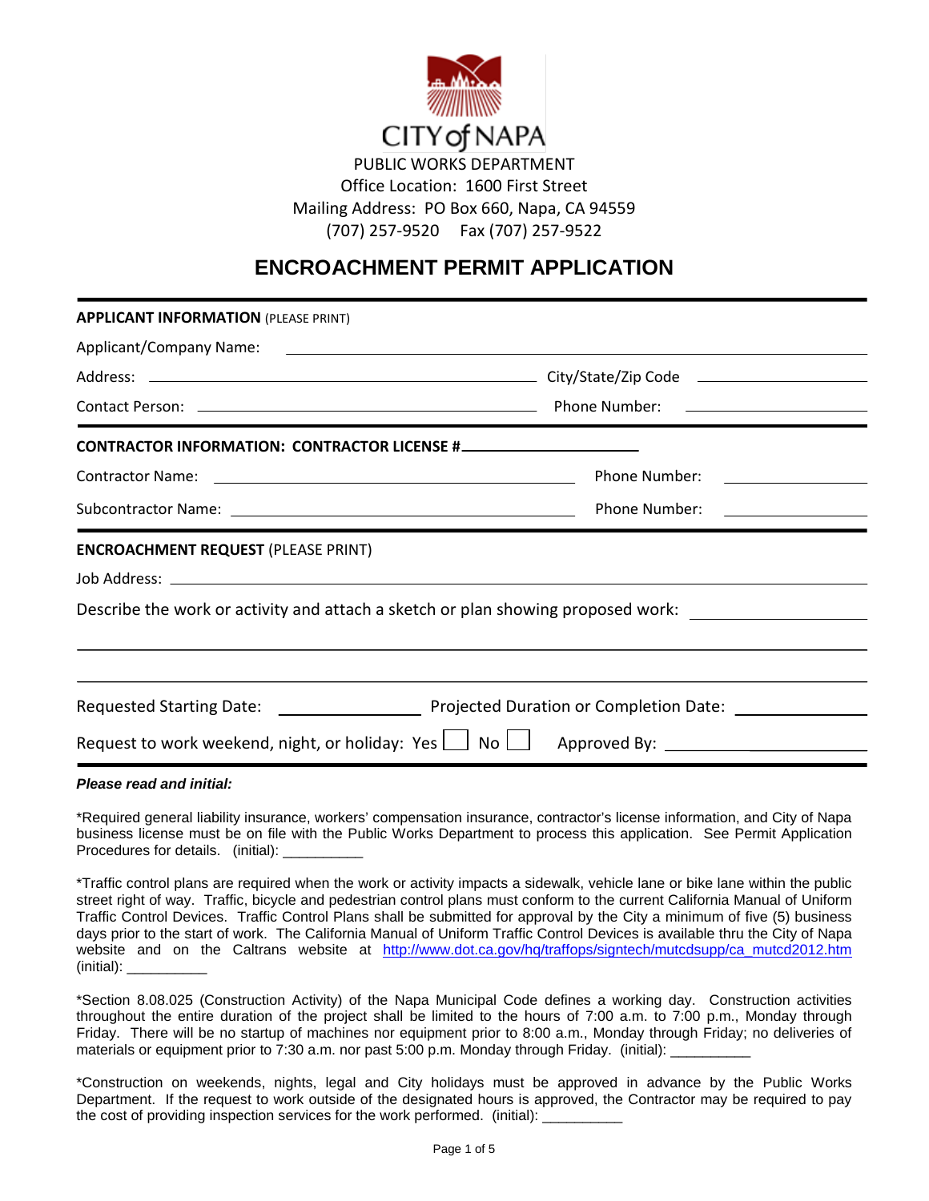CITY of NAPA

PUBLIC WORKS DEPARTMENT
Office Location: 1600 First Street
Mailing Address: PO Box 660, Napa, CA 94559
(707) 257-9520 Fax (707) 257-9522

# ENCROACHMENT PERMIT APPLICATION

**APPLICANT INFORMATION** (PLEASE PRINT)

Applicant/Company Name: ____________________

Address: ____________________ City/State/Zip Code ____________________

Contact Person: ____________________ Phone Number: ____________________

**CONTRACTOR INFORMATION: CONTRACTOR LICENSE #** ____________________

Contractor Name: ____________________ Phone Number: ____________________

Subcontractor Name: ____________________ Phone Number: ____________________

**ENCROACHMENT REQUEST** (PLEASE PRINT)

Job Address: ____________________

Describe the work or activity and attach a sketch or plan showing proposed work: ____________________

____________________

____________________

Requested Starting Date: ____________________ Projected Duration or Completion Date: ____________________

Request to work weekend, night, or holiday: Yes ☐ No ☐ Approved By: ____________________

***Please read and initial:***

*Required general liability insurance, workers' compensation insurance, contractor's license information, and City of Napa business license must be on file with the Public Works Department to process this application. See Permit Application Procedures for details. (initial): __________

*Traffic control plans are required when the work or activity impacts a sidewalk, vehicle lane or bike lane within the public street right of way. Traffic, bicycle and pedestrian control plans must conform to the current California Manual of Uniform Traffic Control Devices. Traffic Control Plans shall be submitted for approval by the City a minimum of five (5) business days prior to the start of work. The California Manual of Uniform Traffic Control Devices is available thru the City of Napa website and on the Caltrans website at http://www.dot.ca.gov/hq/traffops/signtech/mutcdsupp/ca_mutcd2012.htm (initial): __________

*Section 8.08.025 (Construction Activity) of the Napa Municipal Code defines a working day. Construction activities throughout the entire duration of the project shall be limited to the hours of 7:00 a.m. to 7:00 p.m., Monday through Friday. There will be no startup of machines nor equipment prior to 8:00 a.m., Monday through Friday; no deliveries of materials or equipment prior to 7:30 a.m. nor past 5:00 p.m. Monday through Friday. (initial): __________

*Construction on weekends, nights, legal and City holidays must be approved in advance by the Public Works Department. If the request to work outside of the designated hours is approved, the Contractor may be required to pay the cost of providing inspection services for the work performed. (initial): __________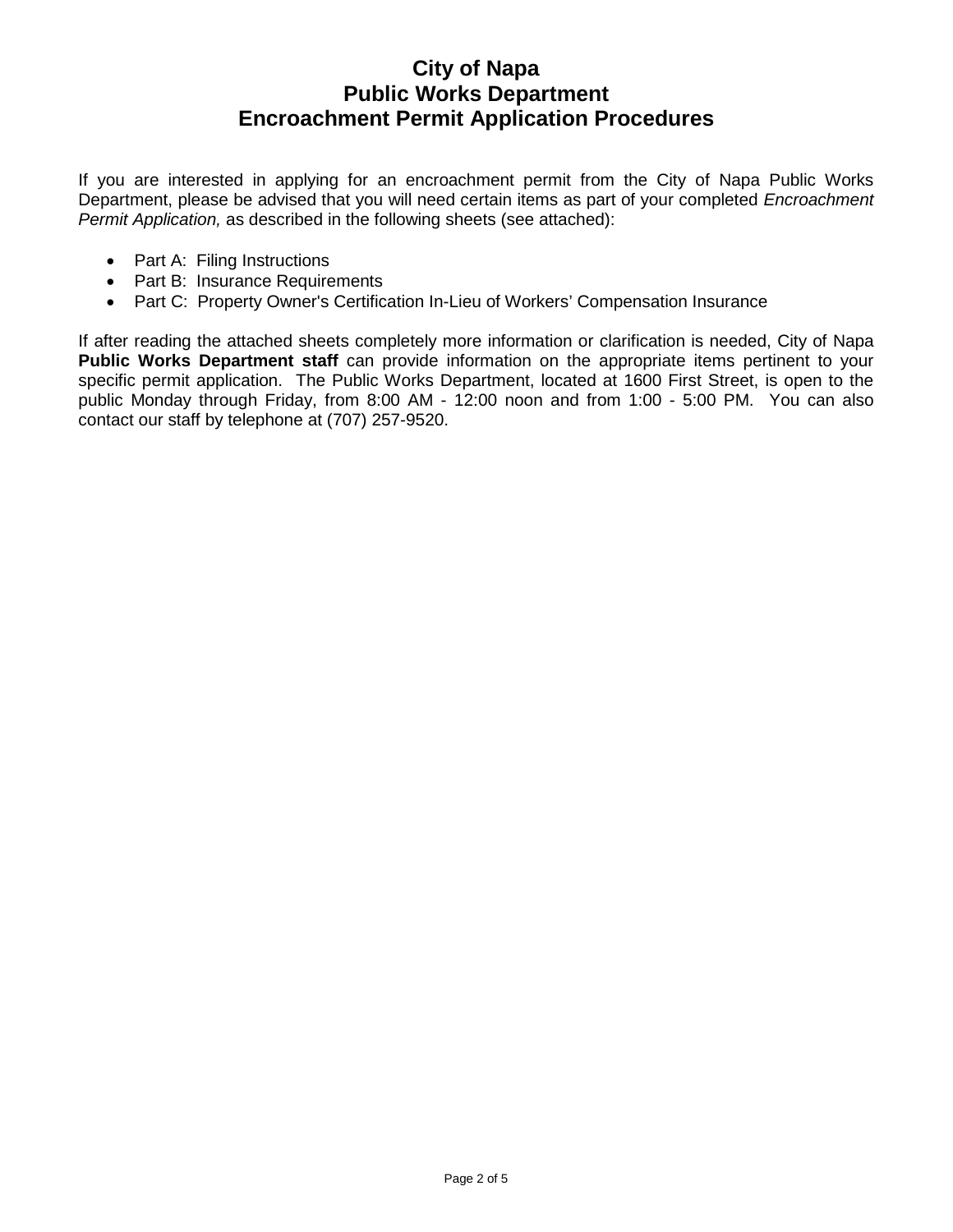# City of Napa
# Public Works Department
# Encroachment Permit Application Procedures

If you are interested in applying for an encroachment permit from the City of Napa Public Works Department, please be advised that you will need certain items as part of your completed *Encroachment Permit Application,* as described in the following sheets (see attached):

- Part A: Filing Instructions
- Part B: Insurance Requirements
- Part C: Property Owner's Certification In-Lieu of Workers' Compensation Insurance

If after reading the attached sheets completely more information or clarification is needed, City of Napa **Public Works Department staff** can provide information on the appropriate items pertinent to your specific permit application. The Public Works Department, located at 1600 First Street, is open to the public Monday through Friday, from 8:00 AM - 12:00 noon and from 1:00 - 5:00 PM. You can also contact our staff by telephone at (707) 257-9520.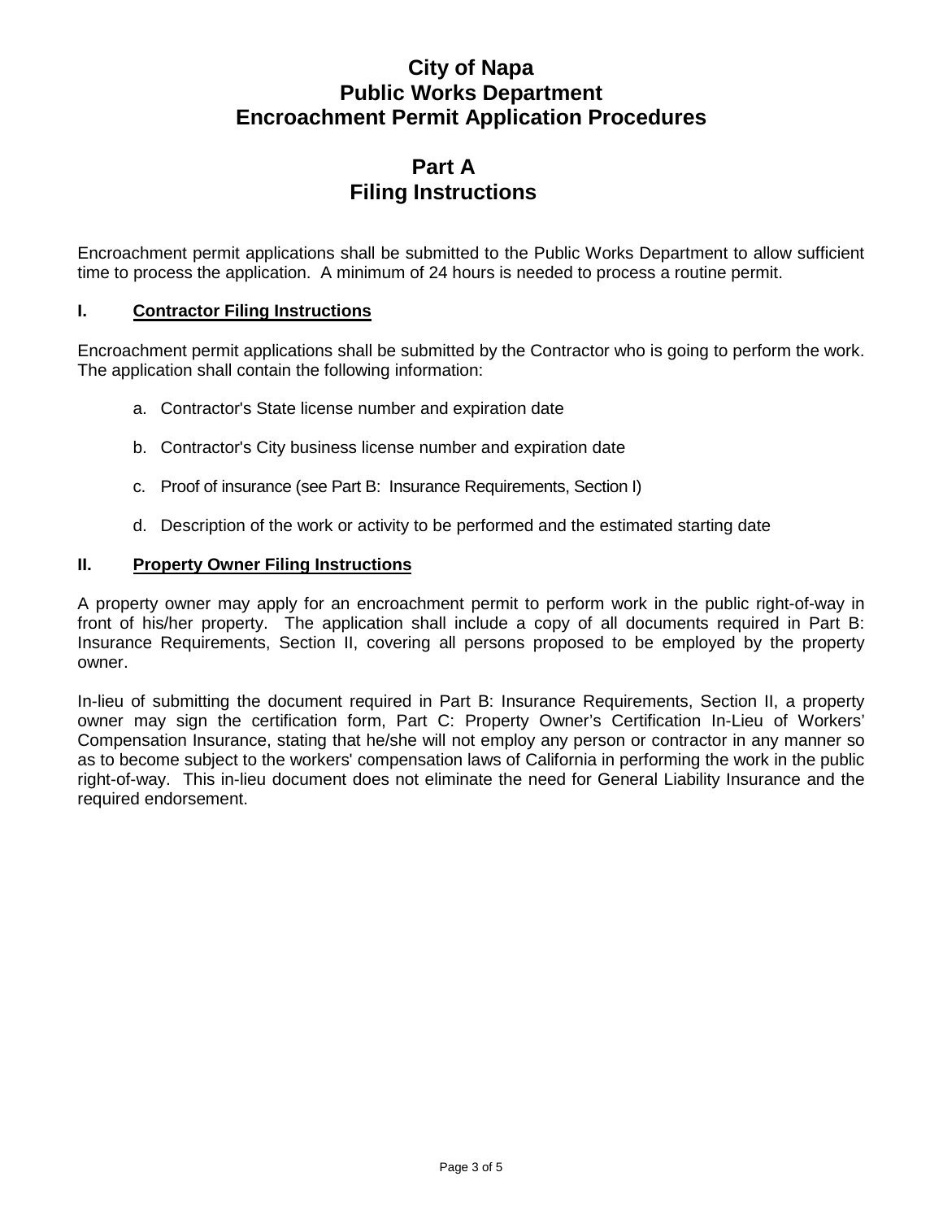# City of Napa
# Public Works Department
# Encroachment Permit Application Procedures

## Part A
## Filing Instructions

Encroachment permit applications shall be submitted to the Public Works Department to allow sufficient time to process the application. A minimum of 24 hours is needed to process a routine permit.

### I. Contractor Filing Instructions

Encroachment permit applications shall be submitted by the Contractor who is going to perform the work. The application shall contain the following information:

a. Contractor's State license number and expiration date

b. Contractor's City business license number and expiration date

c. Proof of insurance (see Part B: Insurance Requirements, Section I)

d. Description of the work or activity to be performed and the estimated starting date

### II. Property Owner Filing Instructions

A property owner may apply for an encroachment permit to perform work in the public right-of-way in front of his/her property. The application shall include a copy of all documents required in Part B: Insurance Requirements, Section II, covering all persons proposed to be employed by the property owner.

In-lieu of submitting the document required in Part B: Insurance Requirements, Section II, a property owner may sign the certification form, Part C: Property Owner's Certification In-Lieu of Workers' Compensation Insurance, stating that he/she will not employ any person or contractor in any manner so as to become subject to the workers' compensation laws of California in performing the work in the public right-of-way. This in-lieu document does not eliminate the need for General Liability Insurance and the required endorsement.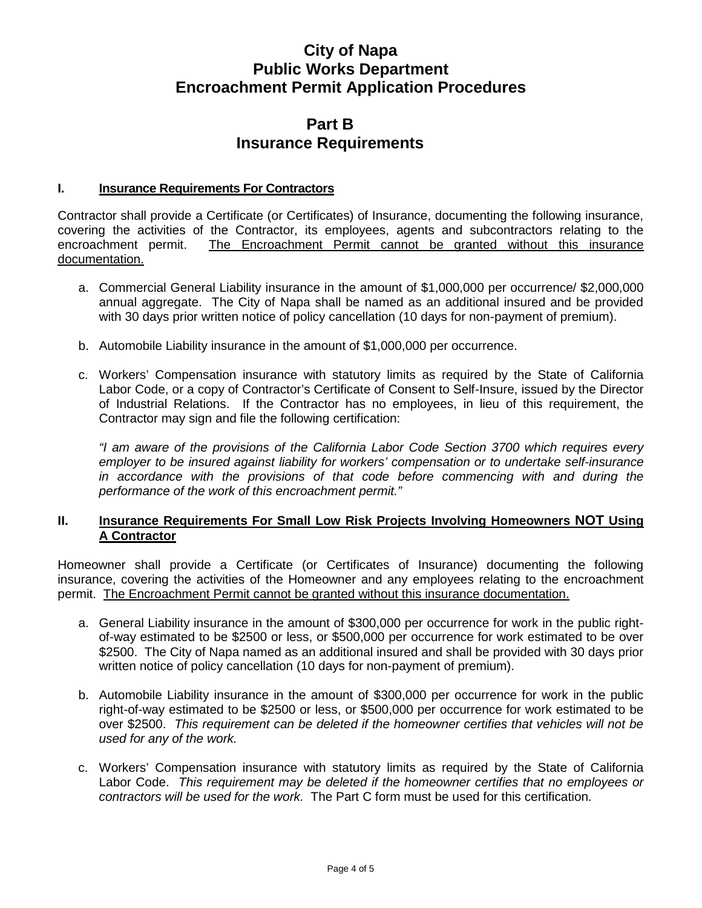# City of Napa
# Public Works Department
# Encroachment Permit Application Procedures

## Part B
## Insurance Requirements

### I. Insurance Requirements For Contractors

Contractor shall provide a Certificate (or Certificates) of Insurance, documenting the following insurance, covering the activities of the Contractor, its employees, agents and subcontractors relating to the encroachment permit. The Encroachment Permit cannot be granted without this insurance documentation.

a. Commercial General Liability insurance in the amount of $1,000,000 per occurrence/ $2,000,000 annual aggregate. The City of Napa shall be named as an additional insured and be provided with 30 days prior written notice of policy cancellation (10 days for non-payment of premium).

b. Automobile Liability insurance in the amount of $1,000,000 per occurrence.

c. Workers' Compensation insurance with statutory limits as required by the State of California Labor Code, or a copy of Contractor's Certificate of Consent to Self-Insure, issued by the Director of Industrial Relations. If the Contractor has no employees, in lieu of this requirement, the Contractor may sign and file the following certification:

   *"I am aware of the provisions of the California Labor Code Section 3700 which requires every employer to be insured against liability for workers' compensation or to undertake self-insurance in accordance with the provisions of that code before commencing with and during the performance of the work of this encroachment permit."*

### II. Insurance Requirements For Small Low Risk Projects Involving Homeowners NOT Using A Contractor

Homeowner shall provide a Certificate (or Certificates of Insurance) documenting the following insurance, covering the activities of the Homeowner and any employees relating to the encroachment permit. The Encroachment Permit cannot be granted without this insurance documentation.

a. General Liability insurance in the amount of $300,000 per occurrence for work in the public right-of-way estimated to be $2500 or less, or $500,000 per occurrence for work estimated to be over $2500. The City of Napa named as an additional insured and shall be provided with 30 days prior written notice of policy cancellation (10 days for non-payment of premium).

b. Automobile Liability insurance in the amount of $300,000 per occurrence for work in the public right-of-way estimated to be $2500 or less, or $500,000 per occurrence for work estimated to be over $2500. *This requirement can be deleted if the homeowner certifies that vehicles will not be used for any of the work.*

c. Workers' Compensation insurance with statutory limits as required by the State of California Labor Code. *This requirement may be deleted if the homeowner certifies that no employees or contractors will be used for the work.* The Part C form must be used for this certification.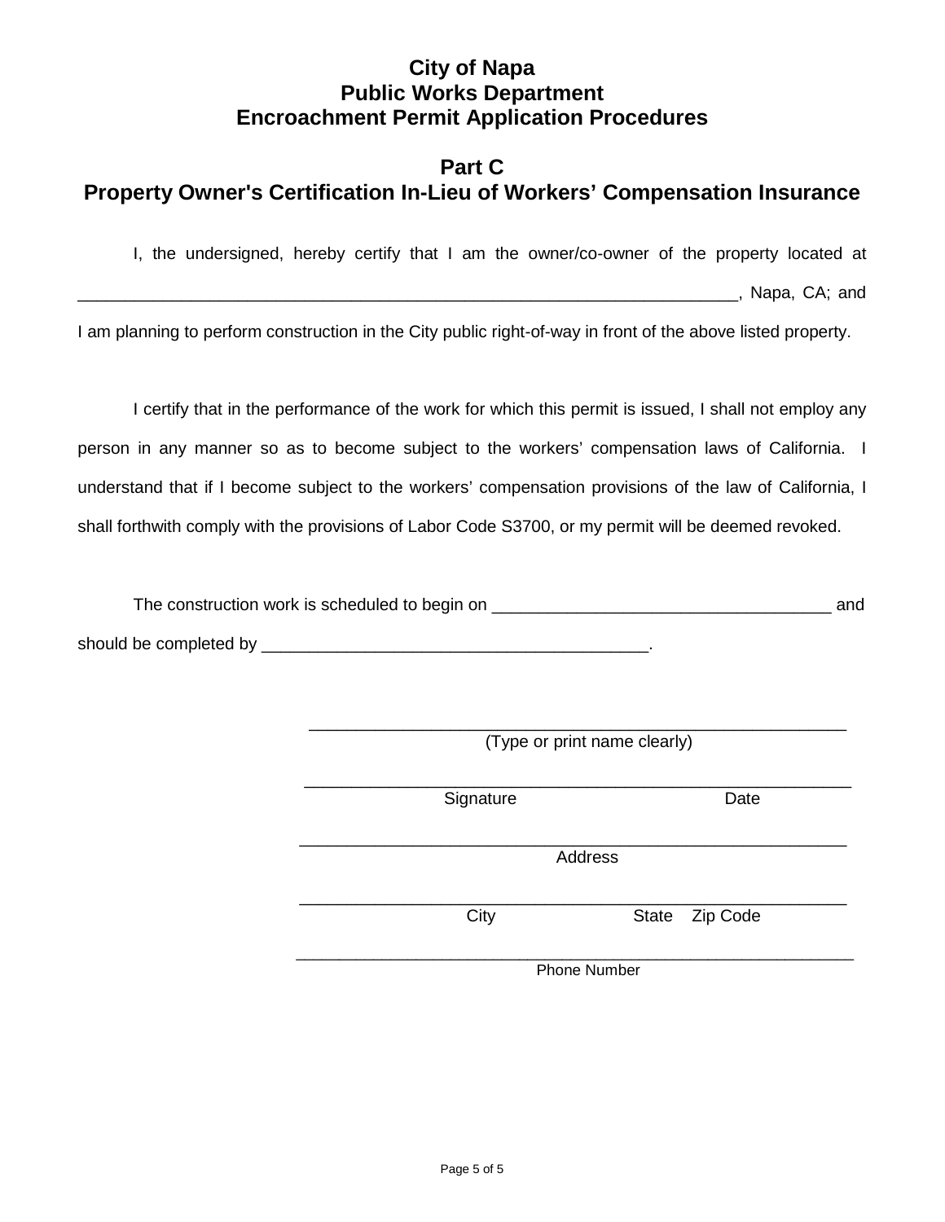# City of Napa
# Public Works Department
# Encroachment Permit Application Procedures

## Part C
## Property Owner's Certification In-Lieu of Workers' Compensation Insurance

I, the undersigned, hereby certify that I am the owner/co-owner of the property located at \_\_\_\_\_\_\_\_\_\_\_\_\_\_\_\_\_\_\_\_\_\_\_\_\_\_\_\_\_\_\_\_\_\_\_\_\_\_\_\_\_\_\_\_\_\_\_\_\_\_\_\_\_\_\_\_\_\_\_\_\_\_\_\_\_\_\_\_\_\_\_\_, Napa, CA; and I am planning to perform construction in the City public right-of-way in front of the above listed property.

I certify that in the performance of the work for which this permit is issued, I shall not employ any person in any manner so as to become subject to the workers' compensation laws of California. I understand that if I become subject to the workers' compensation provisions of the law of California, I shall forthwith comply with the provisions of Labor Code S3700, or my permit will be deemed revoked.

The construction work is scheduled to begin on \_\_\_\_\_\_\_\_\_\_\_\_\_\_\_\_\_\_\_\_\_\_\_\_\_\_\_\_\_\_\_\_\_\_\_\_ and should be completed by \_\_\_\_\_\_\_\_\_\_\_\_\_\_\_\_\_\_\_\_\_\_\_\_\_\_\_\_\_\_\_\_\_\_\_\_\_\_\_\_\_\_.

\_\_\_\_\_\_\_\_\_\_\_\_\_\_\_\_\_\_\_\_\_\_\_\_\_\_\_\_\_\_\_\_\_\_\_\_\_\_\_\_\_\_\_\_\_\_\_\_\_\_\_\_\_\_\_\_
(Type or print name clearly)

\_\_\_\_\_\_\_\_\_\_\_\_\_\_\_\_\_\_\_\_\_\_\_\_\_\_\_\_\_\_\_\_\_\_\_\_\_\_\_\_\_\_\_\_\_\_\_\_\_\_\_\_\_\_\_\_
Signature Date

\_\_\_\_\_\_\_\_\_\_\_\_\_\_\_\_\_\_\_\_\_\_\_\_\_\_\_\_\_\_\_\_\_\_\_\_\_\_\_\_\_\_\_\_\_\_\_\_\_\_\_\_\_\_\_\_
Address

\_\_\_\_\_\_\_\_\_\_\_\_\_\_\_\_\_\_\_\_\_\_\_\_\_\_\_\_\_\_\_\_\_\_\_\_\_\_\_\_\_\_\_\_\_\_\_\_\_\_\_\_\_\_\_\_
City State Zip Code

\_\_\_\_\_\_\_\_\_\_\_\_\_\_\_\_\_\_\_\_\_\_\_\_\_\_\_\_\_\_\_\_\_\_\_\_\_\_\_\_\_\_\_\_\_\_\_\_\_\_\_\_\_\_\_\_
Phone Number